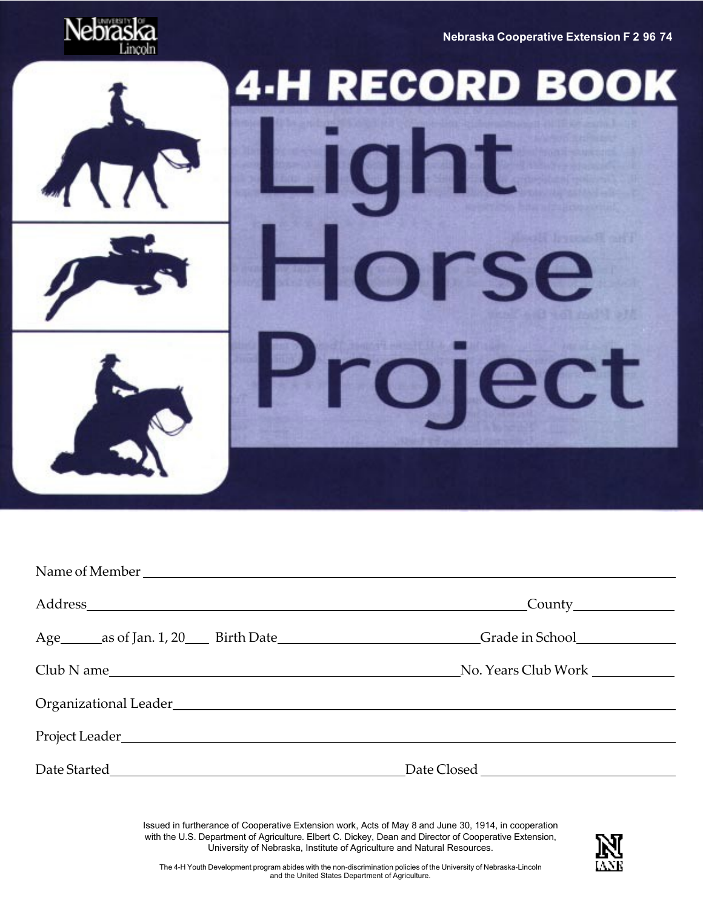Nebraska Cooperative Extension F 2 96 74

# 4-H RECORD BOOK

# Light Horse Project

Name of Member ______________________________________________

Address ______________________________________ County ____________

Age ______ as of Jan. 1, 20____ Birth Date ______________________ Grade in School ____________

Club N ame ______________________________________ No. Years Club Work ____________

Organizational Leader ______________________________________________

Project Leader ______________________________________________

Date Started ______________________________ Date Closed ______________________

Issued in furtherance of Cooperative Extension work, Acts of May 8 and June 30, 1914, in cooperation with the U.S. Department of Agriculture. Elbert C. Dickey, Dean and Director of Cooperative Extension, University of Nebraska, Institute of Agriculture and Natural Resources.

The 4-H Youth Development program abides with the non-discrimination policies of the University of Nebraska-Lincoln and the United States Department of Agriculture.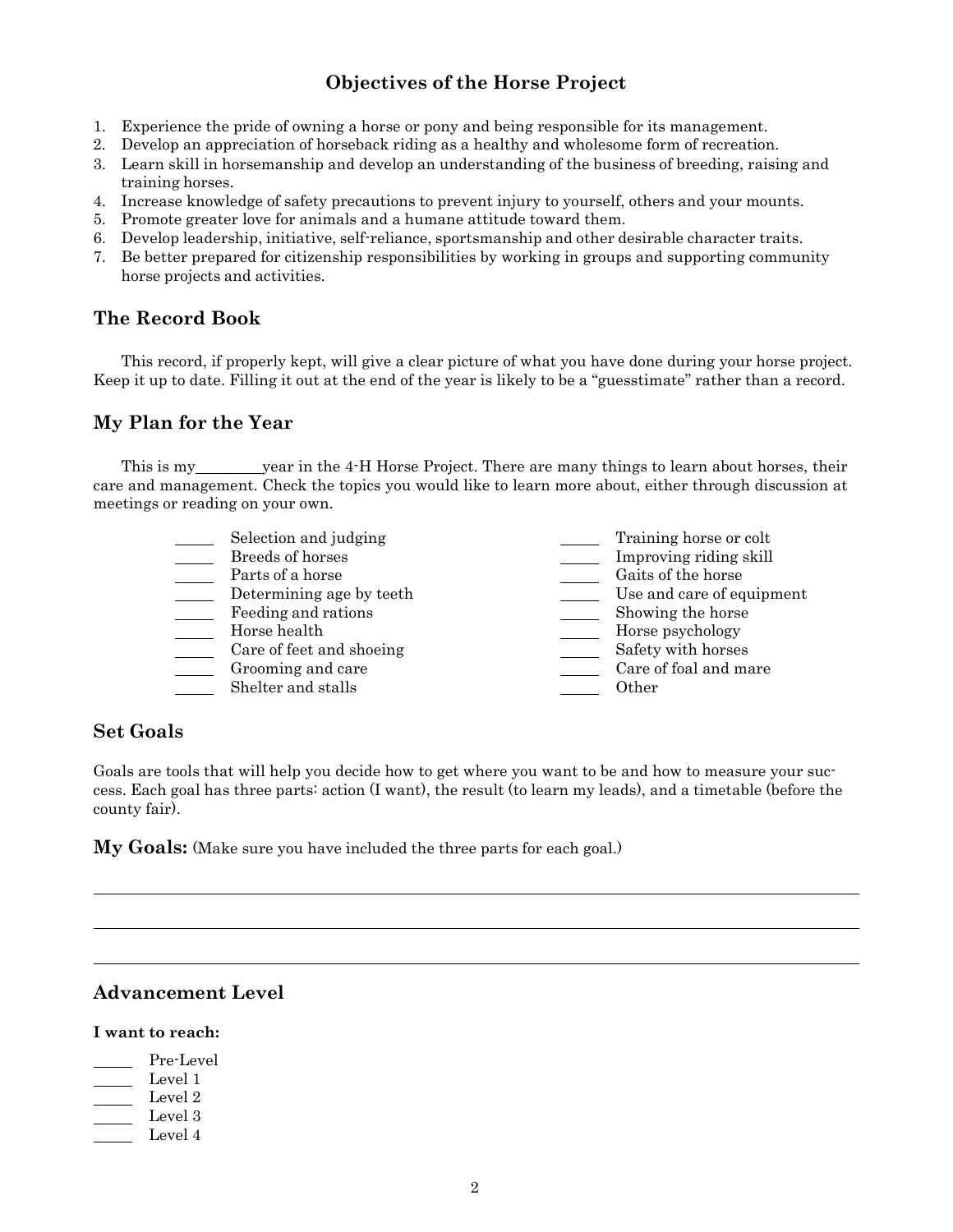# Objectives of the Horse Project

1. Experience the pride of owning a horse or pony and being responsible for its management.
2. Develop an appreciation of horseback riding as a healthy and wholesome form of recreation.
3. Learn skill in horsemanship and develop an understanding of the business of breeding, raising and training horses.
4. Increase knowledge of safety precautions to prevent injury to yourself, others and your mounts.
5. Promote greater love for animals and a humane attitude toward them.
6. Develop leadership, initiative, self-reliance, sportsmanship and other desirable character traits.
7. Be better prepared for citizenship responsibilities by working in groups and supporting community horse projects and activities.

## The Record Book

This record, if properly kept, will give a clear picture of what you have done during your horse project. Keep it up to date. Filling it out at the end of the year is likely to be a "guesstimate" rather than a record.

## My Plan for the Year

This is my ________ year in the 4-H Horse Project. There are many things to learn about horses, their care and management. Check the topics you would like to learn more about, either through discussion at meetings or reading on your own.

_____ Selection and judging
_____ Breeds of horses
_____ Parts of a horse
_____ Determining age by teeth
_____ Feeding and rations
_____ Horse health
_____ Care of feet and shoeing
_____ Grooming and care
_____ Shelter and stalls
_____ Training horse or colt
_____ Improving riding skill
_____ Gaits of the horse
_____ Use and care of equipment
_____ Showing the horse
_____ Horse psychology
_____ Safety with horses
_____ Care of foal and mare
_____ Other

## Set Goals

Goals are tools that will help you decide how to get where you want to be and how to measure your success. Each goal has three parts: action (I want), the result (to learn my leads), and a timetable (before the county fair).

**My Goals:** (Make sure you have included the three parts for each goal.)

______________________________________________________________________

______________________________________________________________________

______________________________________________________________________

## Advancement Level

**I want to reach:**

_____ Pre-Level
_____ Level 1
_____ Level 2
_____ Level 3
_____ Level 4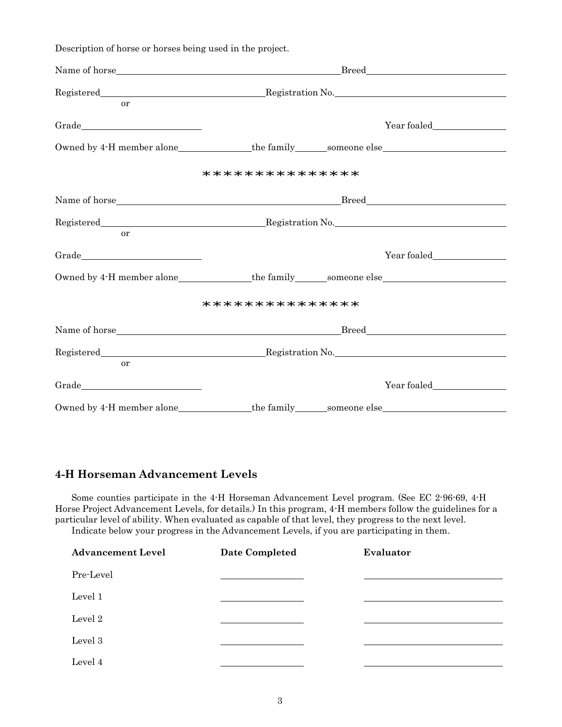Description of horse or horses being used in the project.

Name of horse\_\_\_\_\_\_\_\_\_\_\_\_\_\_\_\_\_\_\_\_\_\_\_\_\_\_\_\_\_\_\_\_\_\_\_\_\_\_\_\_Breed\_\_\_\_\_\_\_\_\_\_\_\_\_\_\_\_\_\_\_\_\_\_\_\_\_\_

Registered\_\_\_\_\_\_\_\_\_\_\_\_\_\_\_\_\_\_\_\_\_\_\_\_\_\_\_\_\_\_Registration No.\_\_\_\_\_\_\_\_\_\_\_\_\_\_\_\_\_\_\_\_\_\_\_\_\_\_\_\_\_\_\_\_\_

or

Grade\_\_\_\_\_\_\_\_\_\_\_\_\_\_\_\_\_\_\_\_\_\_\_ Year foaled\_\_\_\_\_\_\_\_\_\_\_\_\_\_

Owned by 4-H member alone\_\_\_\_\_\_\_\_\_\_\_\_\_\_the family\_\_\_\_\_\_someone else\_\_\_\_\_\_\_\_\_\_\_\_\_\_\_\_\_\_\_\_\_\_\_

***************

Name of horse\_\_\_\_\_\_\_\_\_\_\_\_\_\_\_\_\_\_\_\_\_\_\_\_\_\_\_\_\_\_\_\_\_\_\_\_\_\_\_\_Breed\_\_\_\_\_\_\_\_\_\_\_\_\_\_\_\_\_\_\_\_\_\_\_\_\_\_

Registered\_\_\_\_\_\_\_\_\_\_\_\_\_\_\_\_\_\_\_\_\_\_\_\_\_\_\_\_\_\_Registration No.\_\_\_\_\_\_\_\_\_\_\_\_\_\_\_\_\_\_\_\_\_\_\_\_\_\_\_\_\_\_\_\_\_

or

Grade\_\_\_\_\_\_\_\_\_\_\_\_\_\_\_\_\_\_\_\_\_\_\_ Year foaled\_\_\_\_\_\_\_\_\_\_\_\_\_\_

Owned by 4-H member alone\_\_\_\_\_\_\_\_\_\_\_\_\_\_the family\_\_\_\_\_\_someone else\_\_\_\_\_\_\_\_\_\_\_\_\_\_\_\_\_\_\_\_\_\_\_

***************

Name of horse\_\_\_\_\_\_\_\_\_\_\_\_\_\_\_\_\_\_\_\_\_\_\_\_\_\_\_\_\_\_\_\_\_\_\_\_\_\_\_\_Breed\_\_\_\_\_\_\_\_\_\_\_\_\_\_\_\_\_\_\_\_\_\_\_\_\_\_

Registered\_\_\_\_\_\_\_\_\_\_\_\_\_\_\_\_\_\_\_\_\_\_\_\_\_\_\_\_\_\_Registration No.\_\_\_\_\_\_\_\_\_\_\_\_\_\_\_\_\_\_\_\_\_\_\_\_\_\_\_\_\_\_\_\_\_

or

Grade\_\_\_\_\_\_\_\_\_\_\_\_\_\_\_\_\_\_\_\_\_\_\_ Year foaled\_\_\_\_\_\_\_\_\_\_\_\_\_\_

Owned by 4-H member alone\_\_\_\_\_\_\_\_\_\_\_\_\_\_the family\_\_\_\_\_\_someone else\_\_\_\_\_\_\_\_\_\_\_\_\_\_\_\_\_\_\_\_\_\_\_

## 4-H Horseman Advancement Levels

Some counties participate in the 4-H Horseman Advancement Level program. (See EC 2-96-69, 4-H Horse Project Advancement Levels, for details.) In this program, 4-H members follow the guidelines for a particular level of ability. When evaluated as capable of that level, they progress to the next level.

Indicate below your progress in the Advancement Levels, if you are participating in them.

| **Advancement Level** | **Date Completed** | **Evaluator** |
|---|---|---|
| Pre-Level | | |
| Level 1 | | |
| Level 2 | | |
| Level 3 | | |
| Level 4 | | |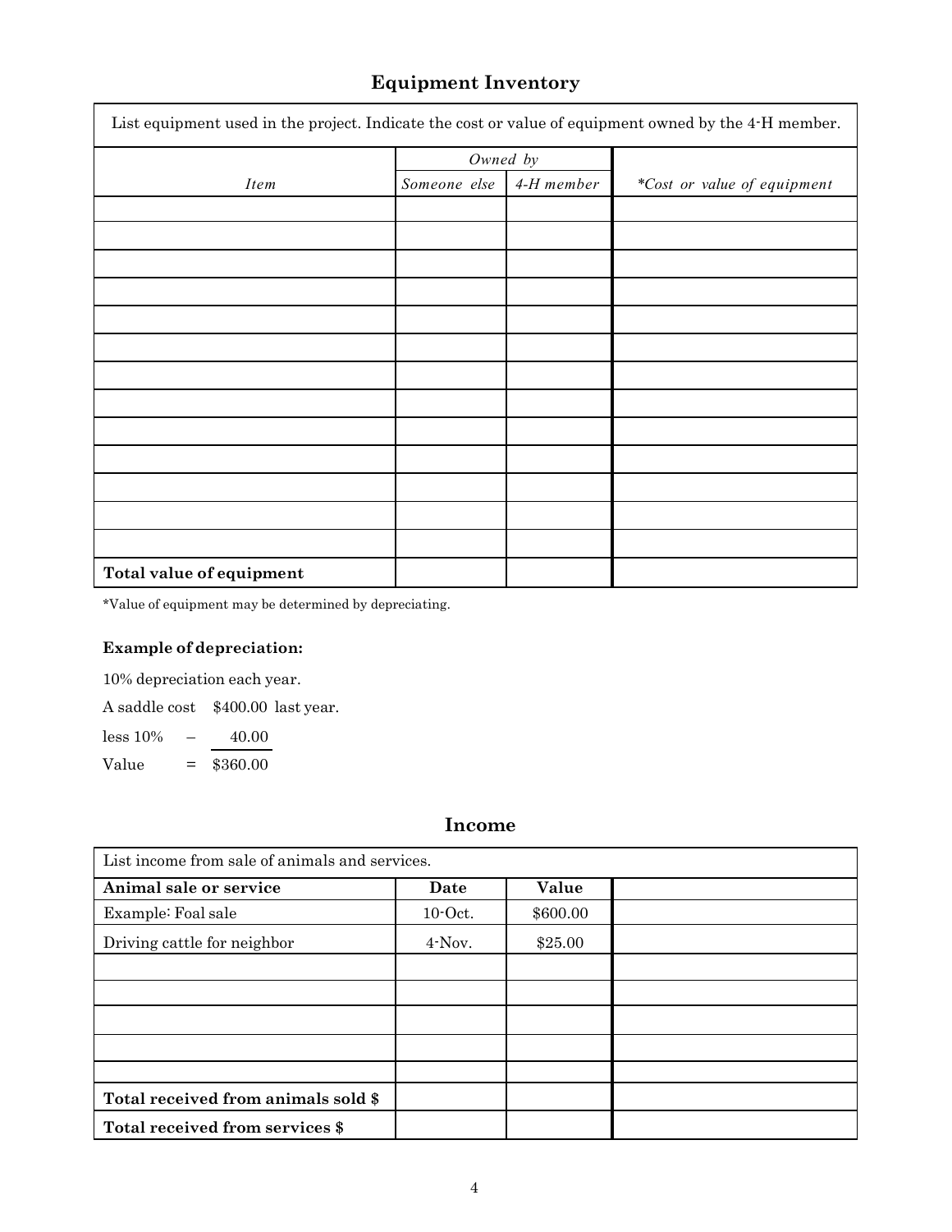## Equipment Inventory

| List equipment used in the project. Indicate the cost or value of equipment owned by the 4-H member. | | | |
|---|---|---|---|
| | *Owned by* | | |
| *Item* | *Someone else* | *4-H member* | *\*Cost or value of equipment* |
| | | | |
| | | | |
| | | | |
| | | | |
| | | | |
| | | | |
| | | | |
| | | | |
| | | | |
| | | | |
| | | | |
| | | | |
| | | | |
| **Total value of equipment** | | | |

*Value of equipment may be determined by depreciating.

**Example of depreciation:**

10% depreciation each year.

A saddle cost $400.00 last year.

less 10% – 40.00

Value = $360.00

## Income

| List income from sale of animals and services. | | | |
|---|---|---|---|
| **Animal sale or service** | **Date** | **Value** | |
| Example: Foal sale | 10-Oct. | $600.00 | |
| Driving cattle for neighbor | 4-Nov. | $25.00 | |
| | | | |
| | | | |
| | | | |
| | | | |
| | | | |
| **Total received from animals sold $** | | | |
| **Total received from services $** | | | |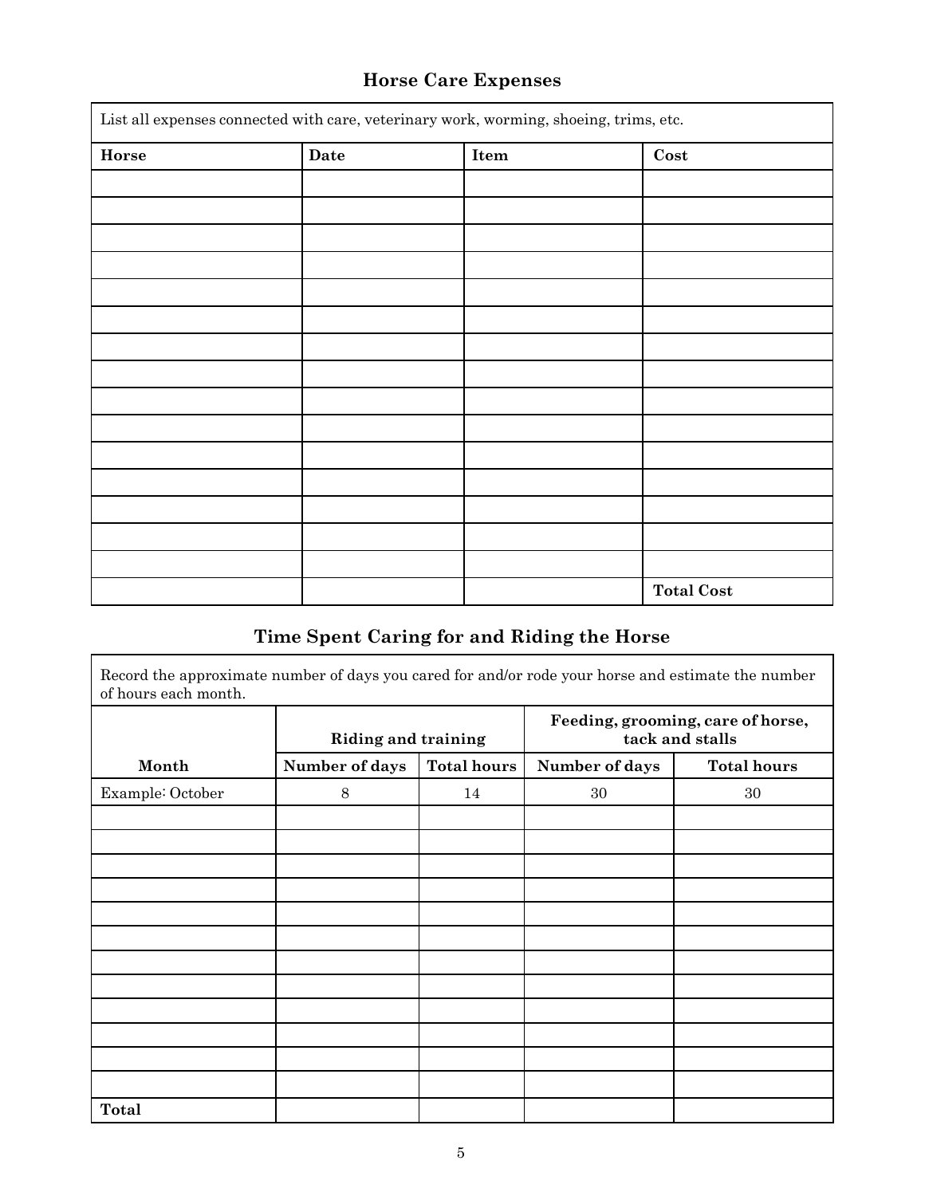## Horse Care Expenses

List all expenses connected with care, veterinary work, worming, shoeing, trims, etc.

| Horse | Date | Item | Cost |
|---|---|---|---|
| | | | |
| | | | |
| | | | |
| | | | |
| | | | |
| | | | |
| | | | |
| | | | |
| | | | |
| | | | |
| | | | |
| | | | |
| | | | |
| | | | |
| | | | |
| | | | **Total Cost** |

## Time Spent Caring for and Riding the Horse

Record the approximate number of days you cared for and/or rode your horse and estimate the number of hours each month.

| | **Riding and training** | | **Feeding, grooming, care of horse, tack and stalls** | |
|---|---|---|---|---|
| **Month** | **Number of days** | **Total hours** | **Number of days** | **Total hours** |
| Example: October | 8 | 14 | 30 | 30 |
| | | | | |
| | | | | |
| | | | | |
| | | | | |
| | | | | |
| | | | | |
| | | | | |
| | | | | |
| | | | | |
| | | | | |
| | | | | |
| | | | | |
| **Total** | | | | |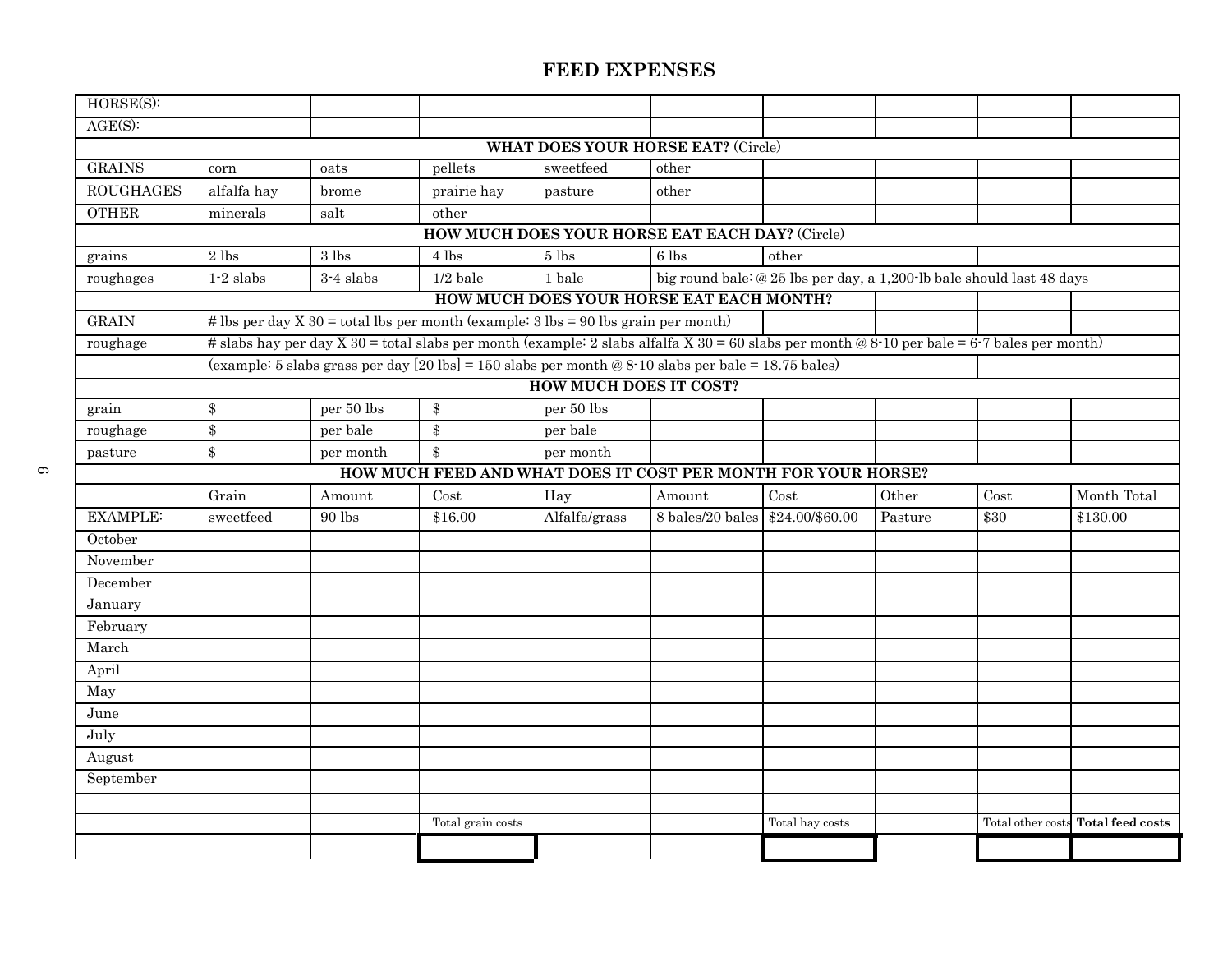# FEED EXPENSES

| | | | | | | | | | |
|---|---|---|---|---|---|---|---|---|---|
| HORSE(S): | | | | | | | | | |
| AGE(S): | | | | | | | | | |
| **WHAT DOES YOUR HORSE EAT?** (Circle) | | | | | | | | | |
| GRAINS | corn | oats | pellets | sweetfeed | other | | | | |
| ROUGHAGES | alfalfa hay | brome | prairie hay | pasture | other | | | | |
| OTHER | minerals | salt | other | | | | | | |
| **HOW MUCH DOES YOUR HORSE EAT EACH DAY?** (Circle) | | | | | | | | | |
| grains | 2 lbs | 3 lbs | 4 lbs | 5 lbs | 6 lbs | other | | | |
| roughages | 1-2 slabs | 3-4 slabs | 1/2 bale | 1 bale | big round bale: @ 25 lbs per day, a 1,200-lb bale should last 48 days | | | | |
| **HOW MUCH DOES YOUR HORSE EAT EACH MONTH?** | | | | | | | | | |
| GRAIN | # lbs per day X 30 = total lbs per month (example: 3 lbs = 90 lbs grain per month) | | | | | | | | |
| roughage | # slabs hay per day X 30 = total slabs per month (example: 2 slabs alfalfa X 30 = 60 slabs per month @ 8-10 per bale = 6-7 bales per month) | | | | | | | | |
| | (example: 5 slabs grass per day [20 lbs] = 150 slabs per month @ 8-10 slabs per bale = 18.75 bales) | | | | | | | | |
| **HOW MUCH DOES IT COST?** | | | | | | | | | |
| grain | $ | per 50 lbs | $ | per 50 lbs | | | | | |
| roughage | $ | per bale | $ | per bale | | | | | |
| pasture | $ | per month | $ | per month | | | | | |
| **HOW MUCH FEED AND WHAT DOES IT COST PER MONTH FOR YOUR HORSE?** | | | | | | | | | |
| | Grain | Amount | Cost | Hay | Amount | Cost | Other | Cost | Month Total |
| EXAMPLE: | sweetfeed | 90 lbs | $16.00 | Alfalfa/grass | 8 bales/20 bales | $24.00/$60.00 | Pasture | $30 | $130.00 |
| October | | | | | | | | | |
| November | | | | | | | | | |
| December | | | | | | | | | |
| January | | | | | | | | | |
| February | | | | | | | | | |
| March | | | | | | | | | |
| April | | | | | | | | | |
| May | | | | | | | | | |
| June | | | | | | | | | |
| July | | | | | | | | | |
| August | | | | | | | | | |
| September | | | | | | | | | |
| | | | | | | | | | |
| | | | Total grain costs | | | Total hay costs | | Total other costs | **Total feed costs** |
| | | | | | | | | | |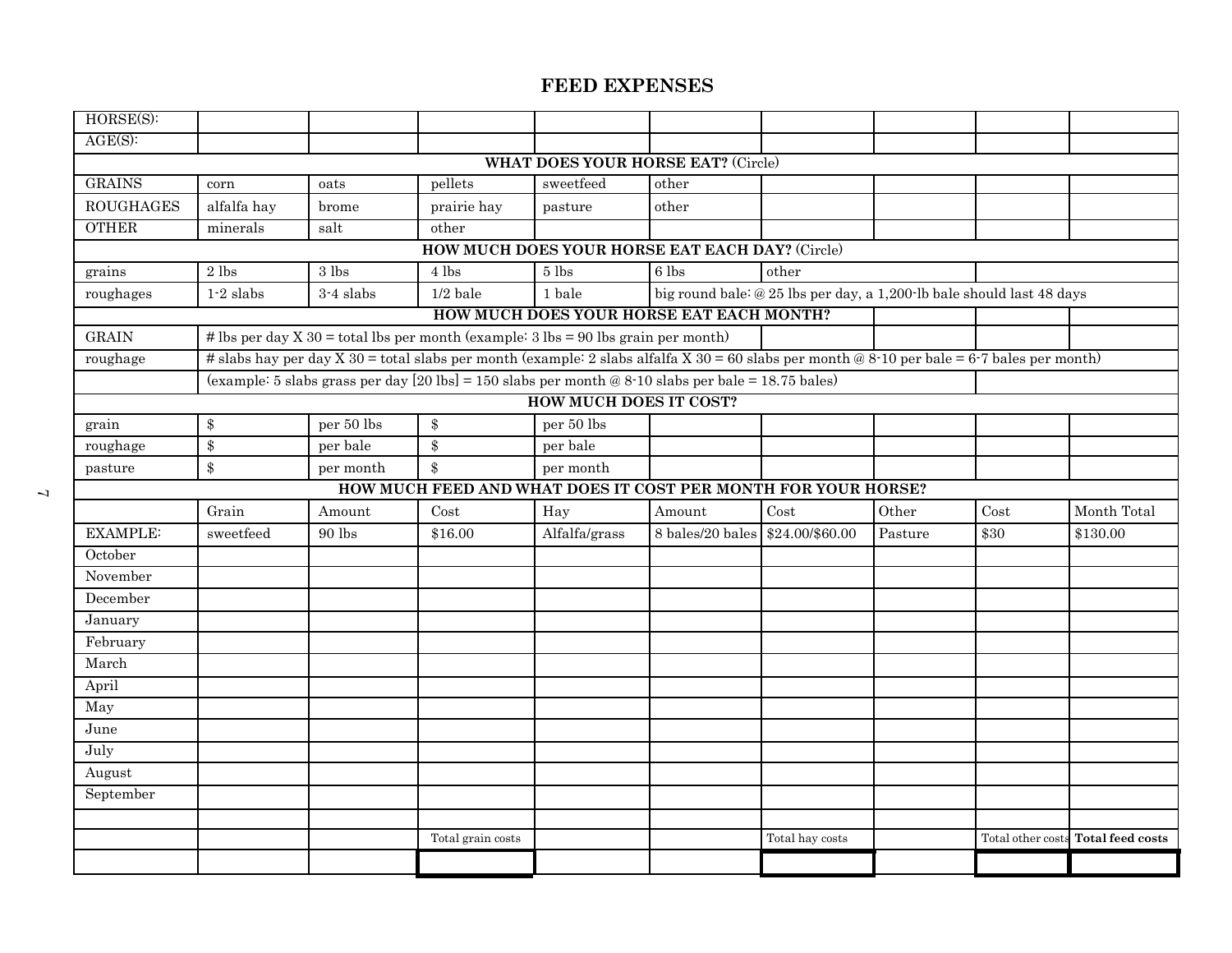# FEED EXPENSES

| HORSE(S): | | | | | | | | | |
|---|---|---|---|---|---|---|---|---|---|
| AGE(S): | | | | | | | | | |
| **WHAT DOES YOUR HORSE EAT?** (Circle) | | | | | | | | | |
| GRAINS | corn | oats | pellets | sweetfeed | other | | | | |
| ROUGHAGES | alfalfa hay | brome | prairie hay | pasture | other | | | | |
| OTHER | minerals | salt | other | | | | | | |
| **HOW MUCH DOES YOUR HORSE EAT EACH DAY?** (Circle) | | | | | | | | | |
| grains | 2 lbs | 3 lbs | 4 lbs | 5 lbs | 6 lbs | other | | | |
| roughages | 1-2 slabs | 3-4 slabs | 1/2 bale | 1 bale | big round bale: @ 25 lbs per day, a 1,200-lb bale should last 48 days | | | | |
| **HOW MUCH DOES YOUR HORSE EAT EACH MONTH?** | | | | | | | | | |
| GRAIN | # lbs per day X 30 = total lbs per month (example: 3 lbs = 90 lbs grain per month) | | | | | | | | |
| roughage | # slabs hay per day X 30 = total slabs per month (example: 2 slabs alfalfa X 30 = 60 slabs per month @ 8-10 per bale = 6-7 bales per month) | | | | | | | | |
| | (example: 5 slabs grass per day [20 lbs] = 150 slabs per month @ 8-10 slabs per bale = 18.75 bales) | | | | | | | | |
| **HOW MUCH DOES IT COST?** | | | | | | | | | |
| grain | $ | per 50 lbs | $ | per 50 lbs | | | | | |
| roughage | $ | per bale | $ | per bale | | | | | |
| pasture | $ | per month | $ | per month | | | | | |
| **HOW MUCH FEED AND WHAT DOES IT COST PER MONTH FOR YOUR HORSE?** | | | | | | | | | |
| | Grain | Amount | Cost | Hay | Amount | Cost | Other | Cost | Month Total |
| EXAMPLE: | sweetfeed | 90 lbs | $16.00 | Alfalfa/grass | 8 bales/20 bales | $24.00/$60.00 | Pasture | $30 | $130.00 |
| October | | | | | | | | | |
| November | | | | | | | | | |
| December | | | | | | | | | |
| January | | | | | | | | | |
| February | | | | | | | | | |
| March | | | | | | | | | |
| April | | | | | | | | | |
| May | | | | | | | | | |
| June | | | | | | | | | |
| July | | | | | | | | | |
| August | | | | | | | | | |
| September | | | | | | | | | |
| | | | | | | | | | |
| | | | Total grain costs | | | Total hay costs | | Total other costs | **Total feed costs** |
| | | | | | | | | | |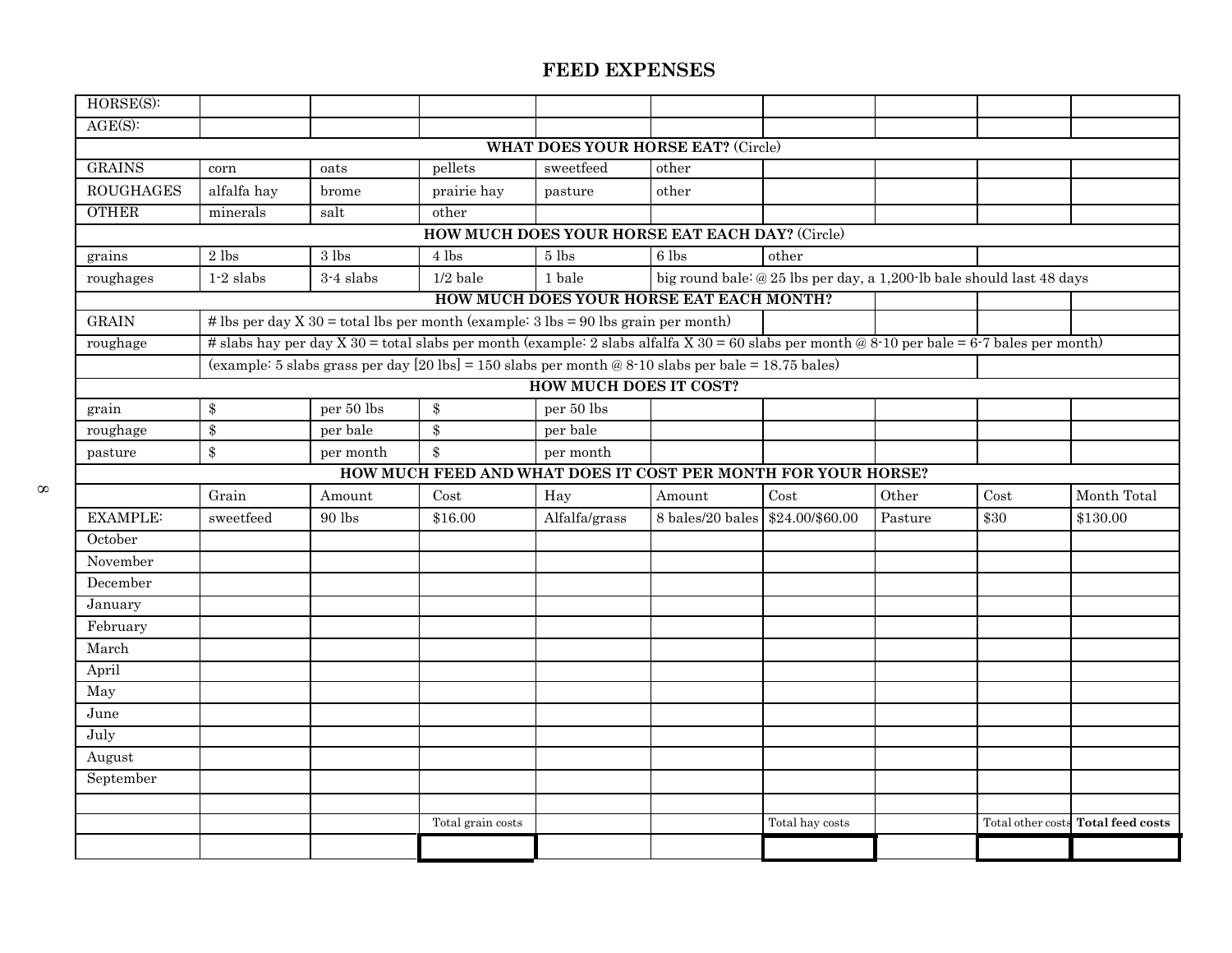# FEED EXPENSES

| HORSE(S): | | | | | | | | | |
|---|---|---|---|---|---|---|---|---|---|
| AGE(S): | | | | | | | | | |
| **WHAT DOES YOUR HORSE EAT?** (Circle) | | | | | | | | | |
| GRAINS | corn | oats | pellets | sweetfeed | other | | | | |
| ROUGHAGES | alfalfa hay | brome | prairie hay | pasture | other | | | | |
| OTHER | minerals | salt | other | | | | | | |
| **HOW MUCH DOES YOUR HORSE EAT EACH DAY?** (Circle) | | | | | | | | | |
| grains | 2 lbs | 3 lbs | 4 lbs | 5 lbs | 6 lbs | other | | | |
| roughages | 1-2 slabs | 3-4 slabs | 1/2 bale | 1 bale | big round bale: @ 25 lbs per day, a 1,200-lb bale should last 48 days | | | | |
| **HOW MUCH DOES YOUR HORSE EAT EACH MONTH?** | | | | | | | | | |
| GRAIN | # lbs per day X 30 = total lbs per month (example: 3 lbs = 90 lbs grain per month) | | | | | | | | |
| roughage | # slabs hay per day X 30 = total slabs per month (example: 2 slabs alfalfa X 30 = 60 slabs per month @ 8-10 per bale = 6-7 bales per month) | | | | | | | | |
| | (example: 5 slabs grass per day [20 lbs] = 150 slabs per month @ 8-10 slabs per bale = 18.75 bales) | | | | | | | | |
| **HOW MUCH DOES IT COST?** | | | | | | | | | |
| grain | $ | per 50 lbs | $ | per 50 lbs | | | | | |
| roughage | $ | per bale | $ | per bale | | | | | |
| pasture | $ | per month | $ | per month | | | | | |
| **HOW MUCH FEED AND WHAT DOES IT COST PER MONTH FOR YOUR HORSE?** | | | | | | | | | |
| | Grain | Amount | Cost | Hay | Amount | Cost | Other | Cost | Month Total |
| EXAMPLE: | sweetfeed | 90 lbs | $16.00 | Alfalfa/grass | 8 bales/20 bales | $24.00/$60.00 | Pasture | $30 | $130.00 |
| October | | | | | | | | | |
| November | | | | | | | | | |
| December | | | | | | | | | |
| January | | | | | | | | | |
| February | | | | | | | | | |
| March | | | | | | | | | |
| April | | | | | | | | | |
| May | | | | | | | | | |
| June | | | | | | | | | |
| July | | | | | | | | | |
| August | | | | | | | | | |
| September | | | | | | | | | |
| | | | | | | | | | |
| | | | Total grain costs | | | Total hay costs | | Total other costs | **Total feed costs** |
| | | | | | | | | | |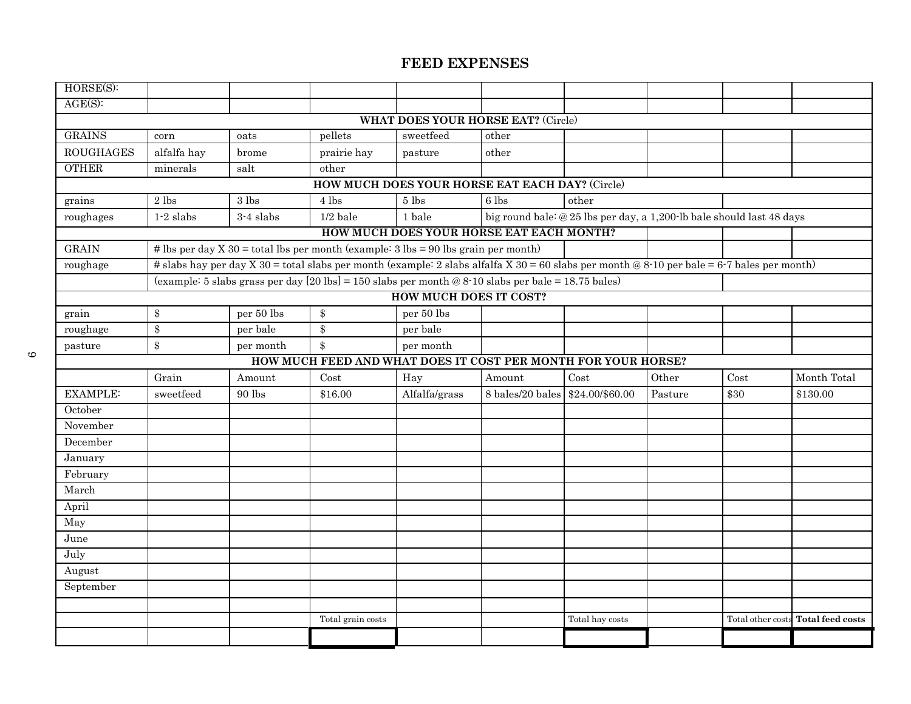# FEED EXPENSES

| HORSE(S): | | | | | | | | | |
|---|---|---|---|---|---|---|---|---|---|
| AGE(S): | | | | | | | | | |
| **WHAT DOES YOUR HORSE EAT?** (Circle) | | | | | | | | | |
| GRAINS | corn | oats | pellets | sweetfeed | other | | | | |
| ROUGHAGES | alfalfa hay | brome | prairie hay | pasture | other | | | | |
| OTHER | minerals | salt | other | | | | | | |
| **HOW MUCH DOES YOUR HORSE EAT EACH DAY?** (Circle) | | | | | | | | | |
| grains | 2 lbs | 3 lbs | 4 lbs | 5 lbs | 6 lbs | other | | | |
| roughages | 1-2 slabs | 3-4 slabs | 1/2 bale | 1 bale | big round bale: @ 25 lbs per day, a 1,200-lb bale should last 48 days | | | | |
| **HOW MUCH DOES YOUR HORSE EAT EACH MONTH?** | | | | | | | | | |
| GRAIN | # lbs per day X 30 = total lbs per month (example: 3 lbs = 90 lbs grain per month) | | | | | | | | |
| roughage | # slabs hay per day X 30 = total slabs per month (example: 2 slabs alfalfa X 30 = 60 slabs per month @ 8-10 per bale = 6-7 bales per month) | | | | | | | | |
| | (example: 5 slabs grass per day [20 lbs] = 150 slabs per month @ 8-10 slabs per bale = 18.75 bales) | | | | | | | | |
| **HOW MUCH DOES IT COST?** | | | | | | | | | |
| grain | $ | per 50 lbs | $ | per 50 lbs | | | | | |
| roughage | $ | per bale | $ | per bale | | | | | |
| pasture | $ | per month | $ | per month | | | | | |
| **HOW MUCH FEED AND WHAT DOES IT COST PER MONTH FOR YOUR HORSE?** | | | | | | | | | |
| | Grain | Amount | Cost | Hay | Amount | Cost | Other | Cost | Month Total |
| EXAMPLE: | sweetfeed | 90 lbs | $16.00 | Alfalfa/grass | 8 bales/20 bales | $24.00/$60.00 | Pasture | $30 | $130.00 |
| October | | | | | | | | | |
| November | | | | | | | | | |
| December | | | | | | | | | |
| January | | | | | | | | | |
| February | | | | | | | | | |
| March | | | | | | | | | |
| April | | | | | | | | | |
| May | | | | | | | | | |
| June | | | | | | | | | |
| July | | | | | | | | | |
| August | | | | | | | | | |
| September | | | | | | | | | |
| | | | | | | | | | |
| | | | Total grain costs | | | Total hay costs | | Total other costs | **Total feed costs** |
| | | | | | | | | | |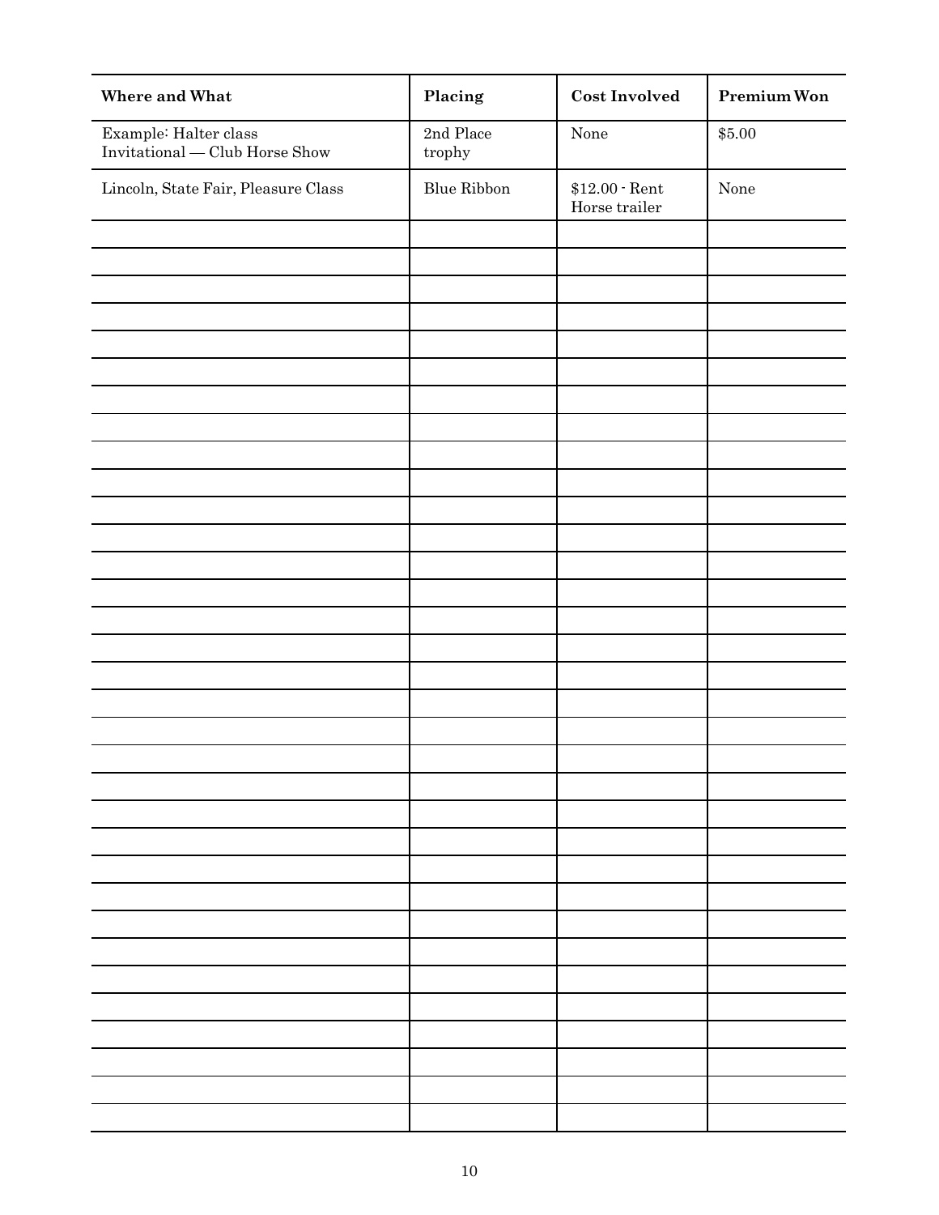| Where and What | Placing | Cost Involved | Premium Won |
|---|---|---|---|
| Example: Halter class Invitational — Club Horse Show | 2nd Place trophy | None | $5.00 |
| Lincoln, State Fair, Pleasure Class | Blue Ribbon | $12.00 - Rent Horse trailer | None |
| | | | |
| | | | |
| | | | |
| | | | |
| | | | |
| | | | |
| | | | |
| | | | |
| | | | |
| | | | |
| | | | |
| | | | |
| | | | |
| | | | |
| | | | |
| | | | |
| | | | |
| | | | |
| | | | |
| | | | |
| | | | |
| | | | |
| | | | |
| | | | |
| | | | |
| | | | |
| | | | |
| | | | |
| | | | |
| | | | |
| | | | |
| | | | |
| | | | |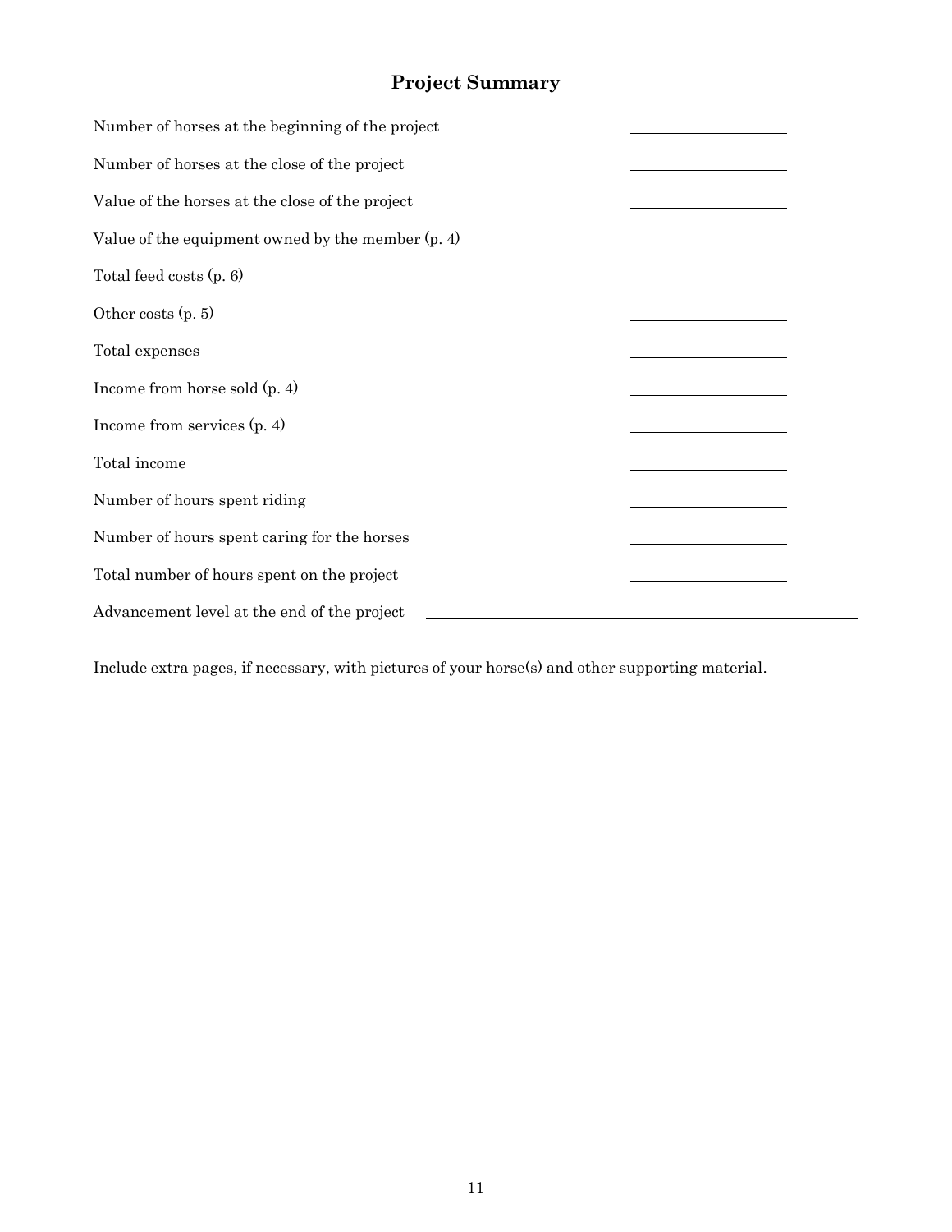# Project Summary

Number of horses at the beginning of the project \_\_\_\_\_\_\_\_\_\_\_\_\_\_\_\_\_\_\_\_

Number of horses at the close of the project \_\_\_\_\_\_\_\_\_\_\_\_\_\_\_\_\_\_\_\_

Value of the horses at the close of the project \_\_\_\_\_\_\_\_\_\_\_\_\_\_\_\_\_\_\_\_

Value of the equipment owned by the member (p. 4) \_\_\_\_\_\_\_\_\_\_\_\_\_\_\_\_\_\_\_\_

Total feed costs (p. 6) \_\_\_\_\_\_\_\_\_\_\_\_\_\_\_\_\_\_\_\_

Other costs (p. 5) \_\_\_\_\_\_\_\_\_\_\_\_\_\_\_\_\_\_\_\_

Total expenses \_\_\_\_\_\_\_\_\_\_\_\_\_\_\_\_\_\_\_\_

Income from horse sold (p. 4) \_\_\_\_\_\_\_\_\_\_\_\_\_\_\_\_\_\_\_\_

Income from services (p. 4) \_\_\_\_\_\_\_\_\_\_\_\_\_\_\_\_\_\_\_\_

Total income \_\_\_\_\_\_\_\_\_\_\_\_\_\_\_\_\_\_\_\_

Number of hours spent riding \_\_\_\_\_\_\_\_\_\_\_\_\_\_\_\_\_\_\_\_

Number of hours spent caring for the horses \_\_\_\_\_\_\_\_\_\_\_\_\_\_\_\_\_\_\_\_

Total number of hours spent on the project \_\_\_\_\_\_\_\_\_\_\_\_\_\_\_\_\_\_\_\_

Advancement level at the end of the project \_\_\_\_\_\_\_\_\_\_\_\_\_\_\_\_\_\_\_\_\_\_\_\_\_\_\_\_\_\_\_\_\_\_\_\_\_\_\_\_\_\_\_\_\_\_\_\_\_\_

Include extra pages, if necessary, with pictures of your horse(s) and other supporting material.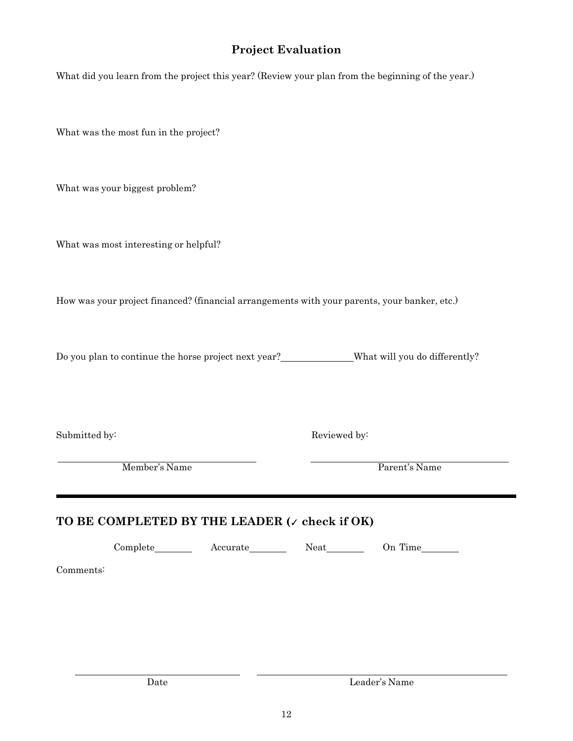## Project Evaluation

What did you learn from the project this year? (Review your plan from the beginning of the year.)

What was the most fun in the project?

What was your biggest problem?

What was most interesting or helpful?

How was your project financed? (financial arrangements with your parents, your banker, etc.)

Do you plan to continue the horse project next year?_______________ What will you do differently?

Submitted by:

_______________________________________
Member's Name

Reviewed by:

_______________________________________
Parent's Name

---

### TO BE COMPLETED BY THE LEADER (✓ check if OK)

Complete________ Accurate________ Neat________ On Time________

Comments:

_______________________________
Date

_______________________________________
Leader's Name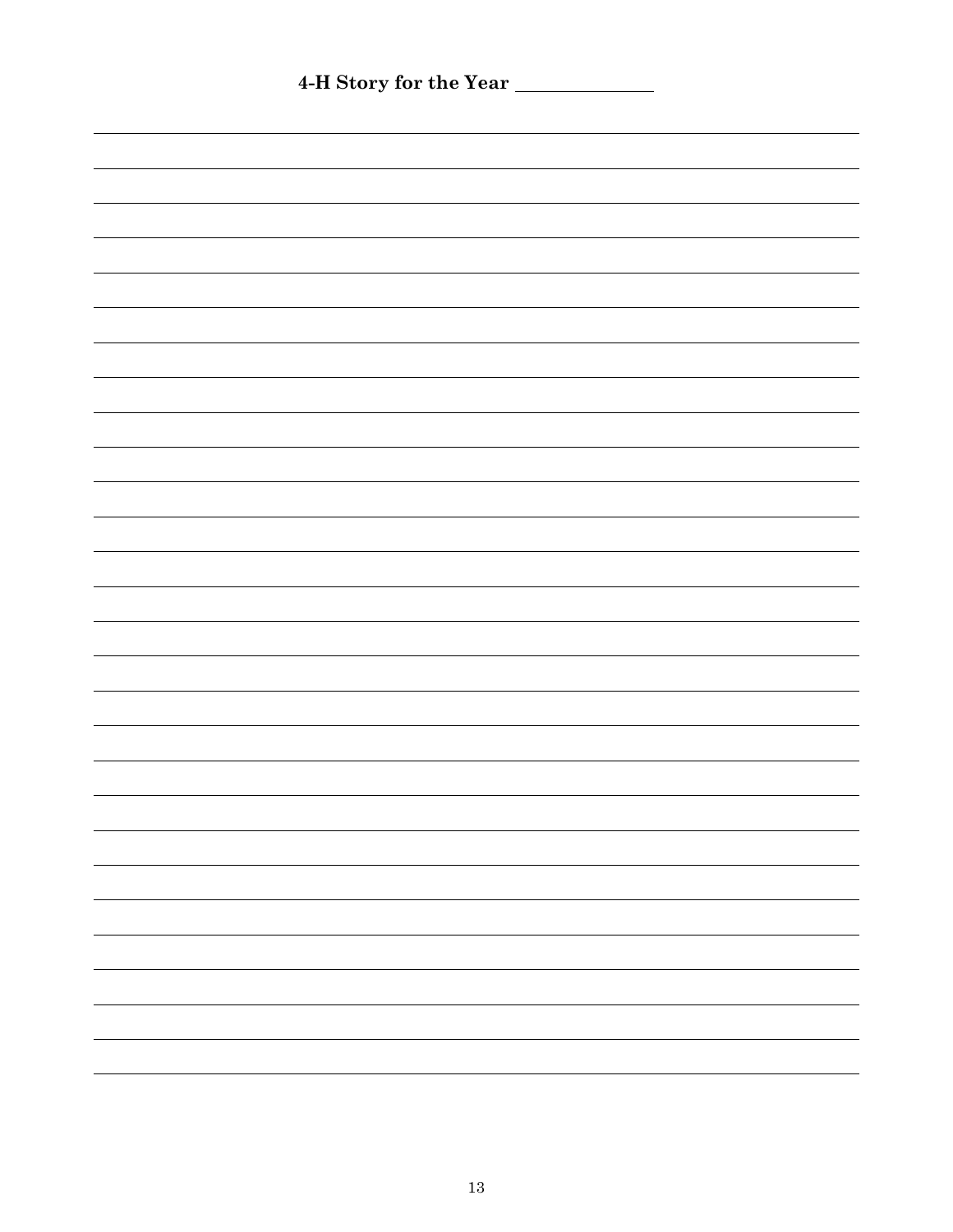# 4-H Story for the Year _______________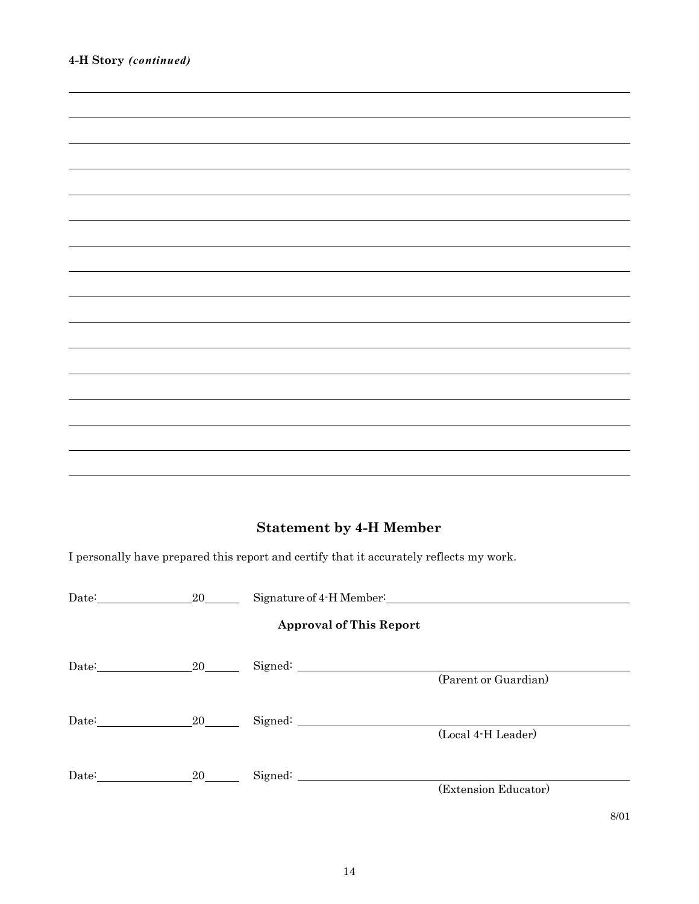**4-H Story *(continued)***

## Statement by 4-H Member

I personally have prepared this report and certify that it accurately reflects my work.

Date: ________________ 20______ Signature of 4-H Member: ________________________________________

**Approval of This Report**

Date: ________________ 20______ Signed: ________________________________________
(Parent or Guardian)

Date: ________________ 20______ Signed: ________________________________________
(Local 4-H Leader)

Date: ________________ 20______ Signed: ________________________________________
(Extension Educator)

8/01